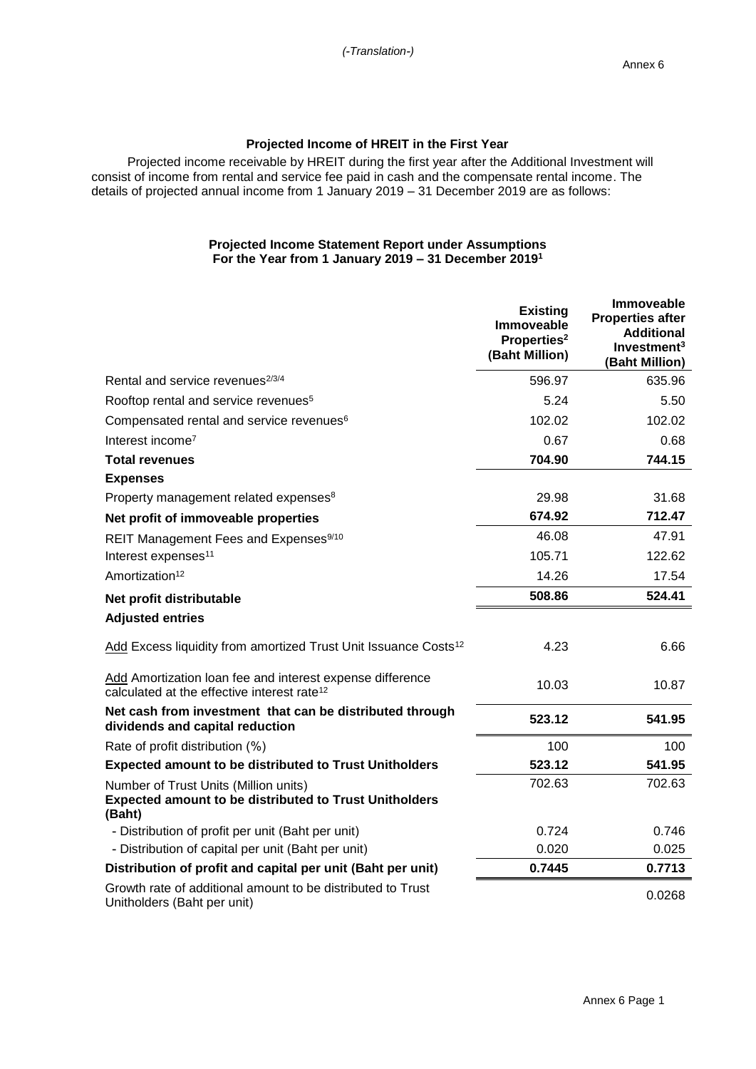*(-Translation-)*

Annex 6

## Projected Income of HREIT in the First Year

Projected income receivable by HREIT during the first year after the Additional Investment will consist of income from rental and service fee paid in cash and the compensate rental income. The details of projected annual income from 1 January 2019 – 31 December 2019 are as follows:

### Projected Income Statement Report under Assumptions For the Year from 1 January 2019 – 31 December 2019[1]

| | Existing Immoveable Properties[2] (Baht Million) | Immoveable Properties after Additional Investment[3] (Baht Million) |
|---|---|---|
| Rental and service revenues[2/3/4] | 596.97 | 635.96 |
| Rooftop rental and service revenues[5] | 5.24 | 5.50 |
| Compensated rental and service revenues[6] | 102.02 | 102.02 |
| Interest income[7] | 0.67 | 0.68 |
| **Total revenues** | **704.90** | **744.15** |
| **Expenses** | | |
| Property management related expenses[8] | 29.98 | 31.68 |
| **Net profit of immoveable properties** | **674.92** | **712.47** |
| REIT Management Fees and Expenses[9/10] | 46.08 | 47.91 |
| Interest expenses[11] | 105.71 | 122.62 |
| Amortization[12] | 14.26 | 17.54 |
| **Net profit distributable** | **508.86** | **524.41** |
| **Adjusted entries** | | |
| Add Excess liquidity from amortized Trust Unit Issuance Costs[12] | 4.23 | 6.66 |
| Add Amortization loan fee and interest expense difference calculated at the effective interest rate[12] | 10.03 | 10.87 |
| **Net cash from investment that can be distributed through dividends and capital reduction** | **523.12** | **541.95** |
| Rate of profit distribution (%) | 100 | 100 |
| **Expected amount to be distributed to Trust Unitholders** | **523.12** | **541.95** |
| Number of Trust Units (Million units) | 702.63 | 702.63 |
| **Expected amount to be distributed to Trust Unitholders (Baht)** | | |
| - Distribution of profit per unit (Baht per unit) | 0.724 | 0.746 |
| - Distribution of capital per unit (Baht per unit) | 0.020 | 0.025 |
| **Distribution of profit and capital per unit (Baht per unit)** | **0.7445** | **0.7713** |
| Growth rate of additional amount to be distributed to Trust Unitholders (Baht per unit) | | 0.0268 |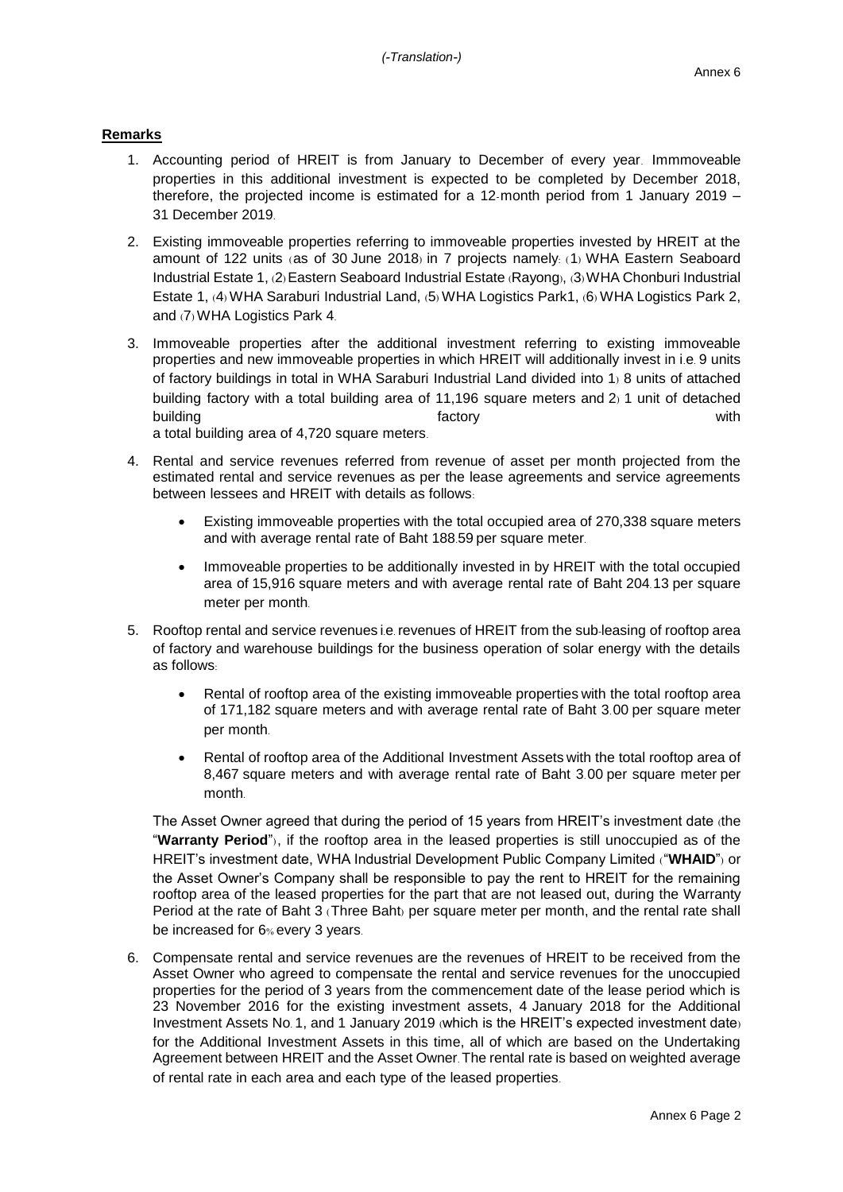*(-Translation-)*

Annex 6

**Remarks**

1. Accounting period of HREIT is from January to December of every year. Immmoveable properties in this additional investment is expected to be completed by December 2018, therefore, the projected income is estimated for a 12-month period from 1 January 2019 – 31 December 2019.

2. Existing immoveable properties referring to immoveable properties invested by HREIT at the amount of 122 units (as of 30 June 2018) in 7 projects namely: (1) WHA Eastern Seaboard Industrial Estate 1, (2) Eastern Seaboard Industrial Estate (Rayong), (3) WHA Chonburi Industrial Estate 1, (4) WHA Saraburi Industrial Land, (5) WHA Logistics Park1, (6) WHA Logistics Park 2, and (7) WHA Logistics Park 4.

3. Immoveable properties after the additional investment referring to existing immoveable properties and new immoveable properties in which HREIT will additionally invest in i.e. 9 units of factory buildings in total in WHA Saraburi Industrial Land divided into 1) 8 units of attached building factory with a total building area of 11,196 square meters and 2) 1 unit of detached building factory with a total building area of 4,720 square meters.

4. Rental and service revenues referred from revenue of asset per month projected from the estimated rental and service revenues as per the lease agreements and service agreements between lessees and HREIT with details as follows:

   - Existing immoveable properties with the total occupied area of 270,338 square meters and with average rental rate of Baht 188.59 per square meter.
   - Immoveable properties to be additionally invested in by HREIT with the total occupied area of 15,916 square meters and with average rental rate of Baht 204.13 per square meter per month.

5. Rooftop rental and service revenues i.e. revenues of HREIT from the sub-leasing of rooftop area of factory and warehouse buildings for the business operation of solar energy with the details as follows:

   - Rental of rooftop area of the existing immoveable properties with the total rooftop area of 171,182 square meters and with average rental rate of Baht 3.00 per square meter per month.
   - Rental of rooftop area of the Additional Investment Assets with the total rooftop area of 8,467 square meters and with average rental rate of Baht 3.00 per square meter per month.

   The Asset Owner agreed that during the period of 15 years from HREIT's investment date (the "**Warranty Period**"), if the rooftop area in the leased properties is still unoccupied as of the HREIT's investment date, WHA Industrial Development Public Company Limited ("**WHAID**") or the Asset Owner's Company shall be responsible to pay the rent to HREIT for the remaining rooftop area of the leased properties for the part that are not leased out, during the Warranty Period at the rate of Baht 3 (Three Baht) per square meter per month, and the rental rate shall be increased for 6% every 3 years.

6. Compensate rental and service revenues are the revenues of HREIT to be received from the Asset Owner who agreed to compensate the rental and service revenues for the unoccupied properties for the period of 3 years from the commencement date of the lease period which is 23 November 2016 for the existing investment assets, 4 January 2018 for the Additional Investment Assets No. 1, and 1 January 2019 (which is the HREIT's expected investment date) for the Additional Investment Assets in this time, all of which are based on the Undertaking Agreement between HREIT and the Asset Owner. The rental rate is based on weighted average of rental rate in each area and each type of the leased properties.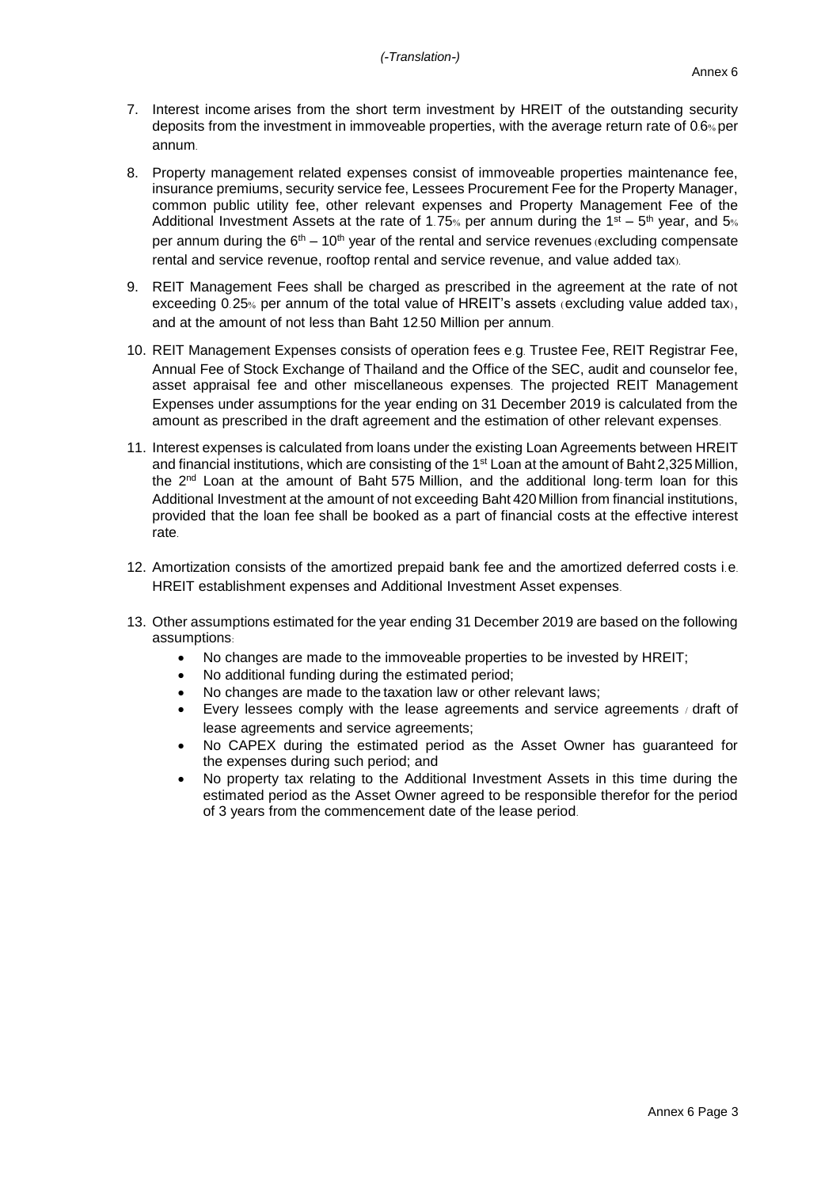*(-Translation-)*

Annex 6

7. Interest income arises from the short term investment by HREIT of the outstanding security deposits from the investment in immoveable properties, with the average return rate of 0.6% per annum.

8. Property management related expenses consist of immoveable properties maintenance fee, insurance premiums, security service fee, Lessees Procurement Fee for the Property Manager, common public utility fee, other relevant expenses and Property Management Fee of the Additional Investment Assets at the rate of 1.75% per annum during the 1st – 5th year, and 5% per annum during the 6th – 10th year of the rental and service revenues (excluding compensate rental and service revenue, rooftop rental and service revenue, and value added tax).

9. REIT Management Fees shall be charged as prescribed in the agreement at the rate of not exceeding 0.25% per annum of the total value of HREIT's assets (excluding value added tax), and at the amount of not less than Baht 12.50 Million per annum.

10. REIT Management Expenses consists of operation fees e.g. Trustee Fee, REIT Registrar Fee, Annual Fee of Stock Exchange of Thailand and the Office of the SEC, audit and counselor fee, asset appraisal fee and other miscellaneous expenses. The projected REIT Management Expenses under assumptions for the year ending on 31 December 2019 is calculated from the amount as prescribed in the draft agreement and the estimation of other relevant expenses.

11. Interest expenses is calculated from loans under the existing Loan Agreements between HREIT and financial institutions, which are consisting of the 1st Loan at the amount of Baht 2,325 Million, the 2nd Loan at the amount of Baht 575 Million, and the additional long-term loan for this Additional Investment at the amount of not exceeding Baht 420 Million from financial institutions, provided that the loan fee shall be booked as a part of financial costs at the effective interest rate.

12. Amortization consists of the amortized prepaid bank fee and the amortized deferred costs i.e. HREIT establishment expenses and Additional Investment Asset expenses.

13. Other assumptions estimated for the year ending 31 December 2019 are based on the following assumptions:
    - No changes are made to the immoveable properties to be invested by HREIT;
    - No additional funding during the estimated period;
    - No changes are made to the taxation law or other relevant laws;
    - Every lessees comply with the lease agreements and service agreements / draft of lease agreements and service agreements;
    - No CAPEX during the estimated period as the Asset Owner has guaranteed for the expenses during such period; and
    - No property tax relating to the Additional Investment Assets in this time during the estimated period as the Asset Owner agreed to be responsible therefor for the period of 3 years from the commencement date of the lease period.